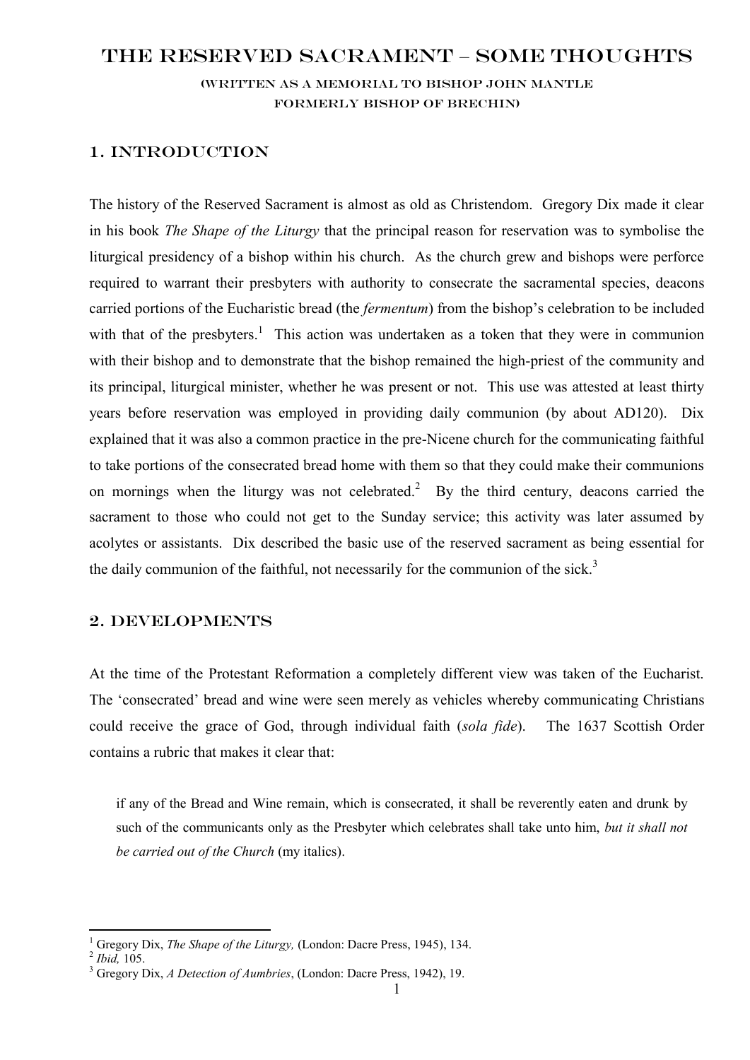# THE RESERVED SACRAMENT – SOME THOUGHTS

(WRITTEN AS A MEMORIAL TO BISHOP JOHN MANTLE
FORMERLY BISHOP OF BRECHIN)

## 1. INTRODUCTION

The history of the Reserved Sacrament is almost as old as Christendom. Gregory Dix made it clear in his book *The Shape of the Liturgy* that the principal reason for reservation was to symbolise the liturgical presidency of a bishop within his church. As the church grew and bishops were perforce required to warrant their presbyters with authority to consecrate the sacramental species, deacons carried portions of the Eucharistic bread (the *fermentum*) from the bishop's celebration to be included with that of the presbyters.[1] This action was undertaken as a token that they were in communion with their bishop and to demonstrate that the bishop remained the high-priest of the community and its principal, liturgical minister, whether he was present or not. This use was attested at least thirty years before reservation was employed in providing daily communion (by about AD120). Dix explained that it was also a common practice in the pre-Nicene church for the communicating faithful to take portions of the consecrated bread home with them so that they could make their communions on mornings when the liturgy was not celebrated.[2] By the third century, deacons carried the sacrament to those who could not get to the Sunday service; this activity was later assumed by acolytes or assistants. Dix described the basic use of the reserved sacrament as being essential for the daily communion of the faithful, not necessarily for the communion of the sick.[3]

## 2. DEVELOPMENTS

At the time of the Protestant Reformation a completely different view was taken of the Eucharist. The 'consecrated' bread and wine were seen merely as vehicles whereby communicating Christians could receive the grace of God, through individual faith (*sola fide*). The 1637 Scottish Order contains a rubric that makes it clear that:

> if any of the Bread and Wine remain, which is consecrated, it shall be reverently eaten and drunk by such of the communicants only as the Presbyter which celebrates shall take unto him, *but it shall not be carried out of the Church* (my italics).

---

[1] Gregory Dix, *The Shape of the Liturgy,* (London: Dacre Press, 1945), 134.
[2] *Ibid,* 105.
[3] Gregory Dix, *A Detection of Aumbries*, (London: Dacre Press, 1942), 19.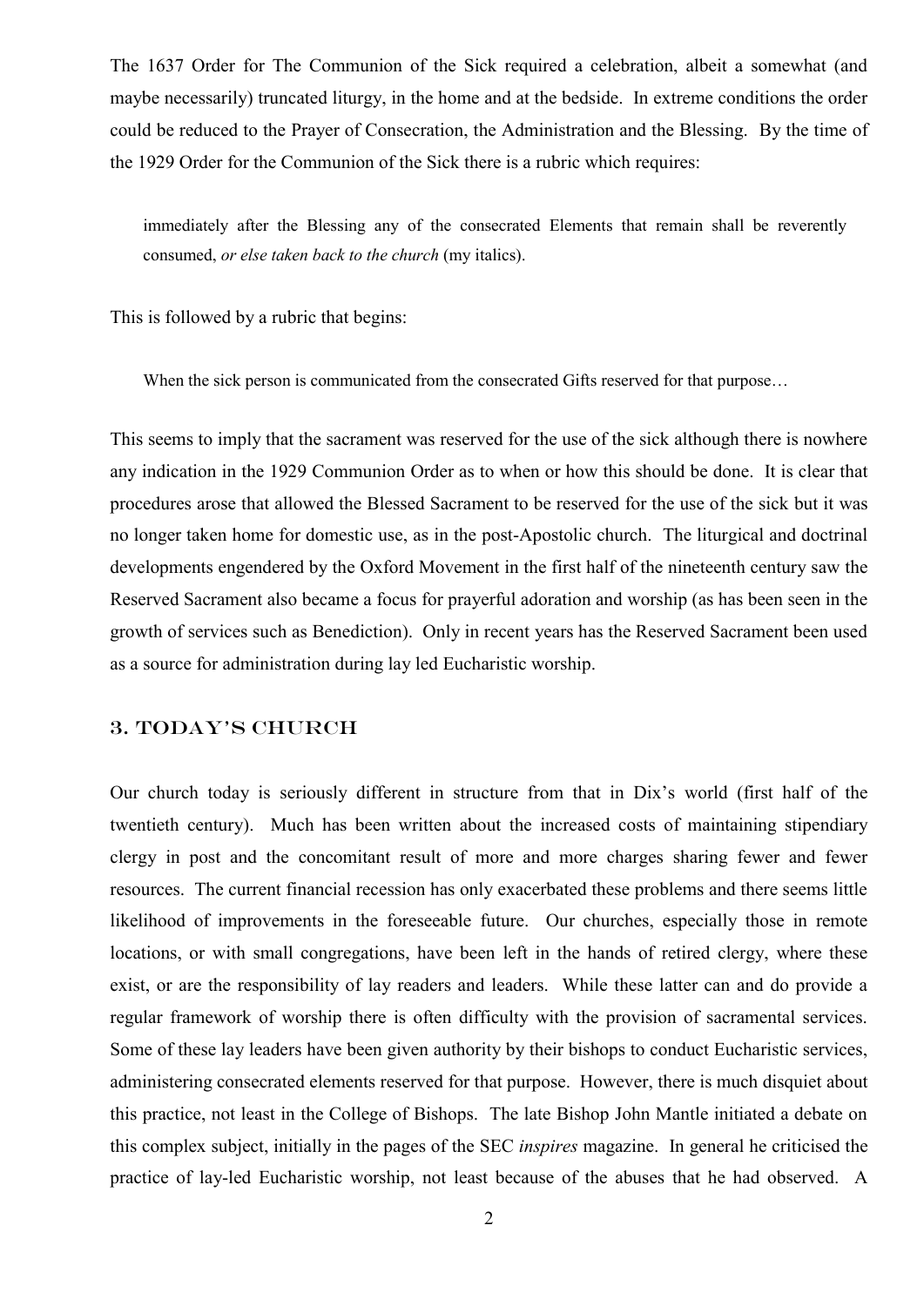The 1637 Order for The Communion of the Sick required a celebration, albeit a somewhat (and maybe necessarily) truncated liturgy, in the home and at the bedside. In extreme conditions the order could be reduced to the Prayer of Consecration, the Administration and the Blessing. By the time of the 1929 Order for the Communion of the Sick there is a rubric which requires:

> immediately after the Blessing any of the consecrated Elements that remain shall be reverently consumed, *or else taken back to the church* (my italics).

This is followed by a rubric that begins:

> When the sick person is communicated from the consecrated Gifts reserved for that purpose…

This seems to imply that the sacrament was reserved for the use of the sick although there is nowhere any indication in the 1929 Communion Order as to when or how this should be done. It is clear that procedures arose that allowed the Blessed Sacrament to be reserved for the use of the sick but it was no longer taken home for domestic use, as in the post-Apostolic church. The liturgical and doctrinal developments engendered by the Oxford Movement in the first half of the nineteenth century saw the Reserved Sacrament also became a focus for prayerful adoration and worship (as has been seen in the growth of services such as Benediction). Only in recent years has the Reserved Sacrament been used as a source for administration during lay led Eucharistic worship.

## 3. Today's Church

Our church today is seriously different in structure from that in Dix's world (first half of the twentieth century). Much has been written about the increased costs of maintaining stipendiary clergy in post and the concomitant result of more and more charges sharing fewer and fewer resources. The current financial recession has only exacerbated these problems and there seems little likelihood of improvements in the foreseeable future. Our churches, especially those in remote locations, or with small congregations, have been left in the hands of retired clergy, where these exist, or are the responsibility of lay readers and leaders. While these latter can and do provide a regular framework of worship there is often difficulty with the provision of sacramental services. Some of these lay leaders have been given authority by their bishops to conduct Eucharistic services, administering consecrated elements reserved for that purpose. However, there is much disquiet about this practice, not least in the College of Bishops. The late Bishop John Mantle initiated a debate on this complex subject, initially in the pages of the SEC *inspires* magazine. In general he criticised the practice of lay-led Eucharistic worship, not least because of the abuses that he had observed. A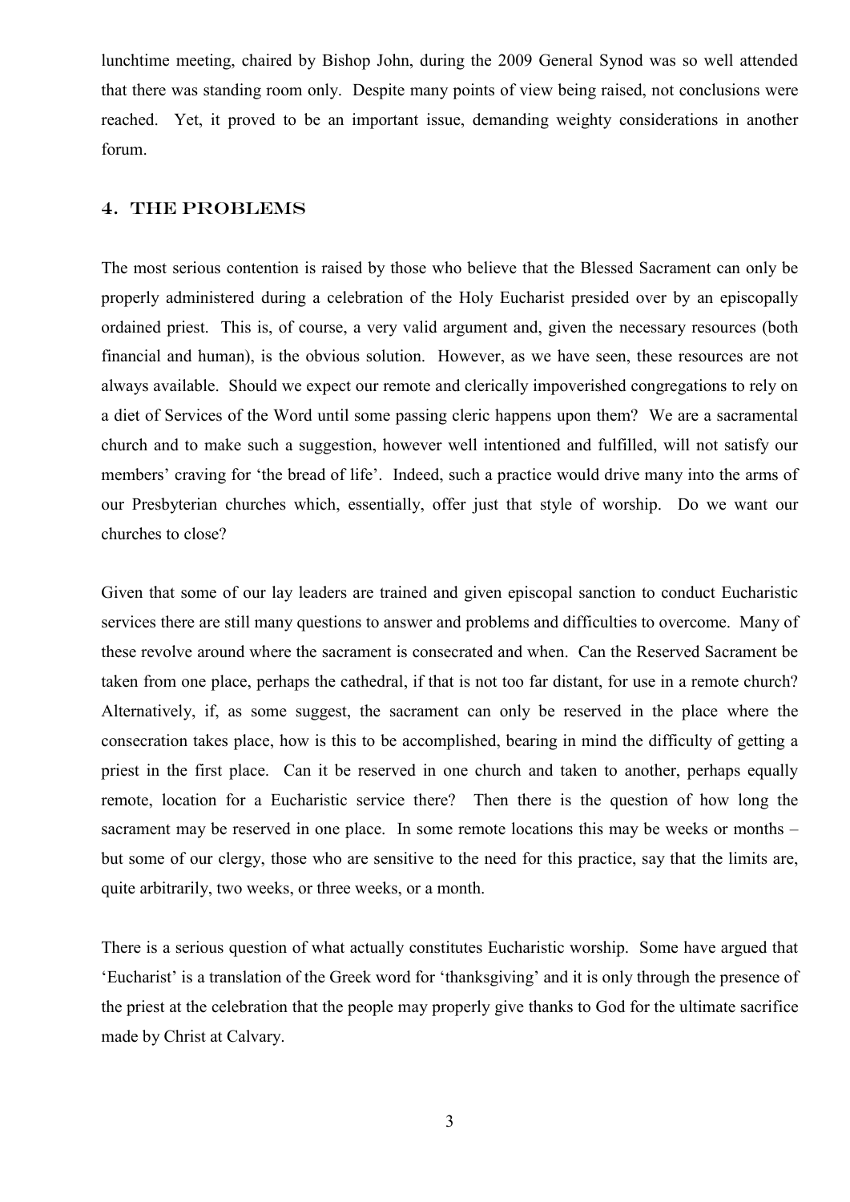lunchtime meeting, chaired by Bishop John, during the 2009 General Synod was so well attended that there was standing room only. Despite many points of view being raised, not conclusions were reached. Yet, it proved to be an important issue, demanding weighty considerations in another forum.

## 4. THE PROBLEMS

The most serious contention is raised by those who believe that the Blessed Sacrament can only be properly administered during a celebration of the Holy Eucharist presided over by an episcopally ordained priest. This is, of course, a very valid argument and, given the necessary resources (both financial and human), is the obvious solution. However, as we have seen, these resources are not always available. Should we expect our remote and clerically impoverished congregations to rely on a diet of Services of the Word until some passing cleric happens upon them? We are a sacramental church and to make such a suggestion, however well intentioned and fulfilled, will not satisfy our members' craving for 'the bread of life'. Indeed, such a practice would drive many into the arms of our Presbyterian churches which, essentially, offer just that style of worship. Do we want our churches to close?

Given that some of our lay leaders are trained and given episcopal sanction to conduct Eucharistic services there are still many questions to answer and problems and difficulties to overcome. Many of these revolve around where the sacrament is consecrated and when. Can the Reserved Sacrament be taken from one place, perhaps the cathedral, if that is not too far distant, for use in a remote church? Alternatively, if, as some suggest, the sacrament can only be reserved in the place where the consecration takes place, how is this to be accomplished, bearing in mind the difficulty of getting a priest in the first place. Can it be reserved in one church and taken to another, perhaps equally remote, location for a Eucharistic service there? Then there is the question of how long the sacrament may be reserved in one place. In some remote locations this may be weeks or months – but some of our clergy, those who are sensitive to the need for this practice, say that the limits are, quite arbitrarily, two weeks, or three weeks, or a month.

There is a serious question of what actually constitutes Eucharistic worship. Some have argued that 'Eucharist' is a translation of the Greek word for 'thanksgiving' and it is only through the presence of the priest at the celebration that the people may properly give thanks to God for the ultimate sacrifice made by Christ at Calvary.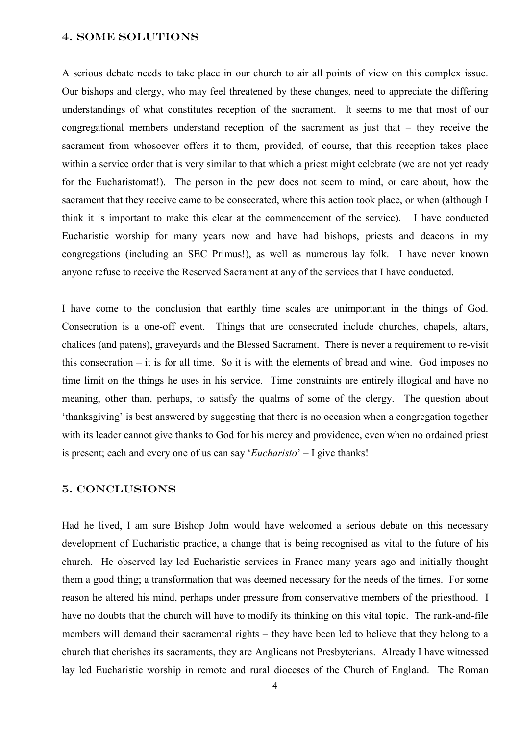## 4. Some Solutions

A serious debate needs to take place in our church to air all points of view on this complex issue. Our bishops and clergy, who may feel threatened by these changes, need to appreciate the differing understandings of what constitutes reception of the sacrament. It seems to me that most of our congregational members understand reception of the sacrament as just that – they receive the sacrament from whosoever offers it to them, provided, of course, that this reception takes place within a service order that is very similar to that which a priest might celebrate (we are not yet ready for the Eucharistomat!). The person in the pew does not seem to mind, or care about, how the sacrament that they receive came to be consecrated, where this action took place, or when (although I think it is important to make this clear at the commencement of the service). I have conducted Eucharistic worship for many years now and have had bishops, priests and deacons in my congregations (including an SEC Primus!), as well as numerous lay folk. I have never known anyone refuse to receive the Reserved Sacrament at any of the services that I have conducted.

I have come to the conclusion that earthly time scales are unimportant in the things of God. Consecration is a one-off event. Things that are consecrated include churches, chapels, altars, chalices (and patens), graveyards and the Blessed Sacrament. There is never a requirement to re-visit this consecration – it is for all time. So it is with the elements of bread and wine. God imposes no time limit on the things he uses in his service. Time constraints are entirely illogical and have no meaning, other than, perhaps, to satisfy the qualms of some of the clergy. The question about 'thanksgiving' is best answered by suggesting that there is no occasion when a congregation together with its leader cannot give thanks to God for his mercy and providence, even when no ordained priest is present; each and every one of us can say '*Eucharisto*' – I give thanks!

## 5. Conclusions

Had he lived, I am sure Bishop John would have welcomed a serious debate on this necessary development of Eucharistic practice, a change that is being recognised as vital to the future of his church. He observed lay led Eucharistic services in France many years ago and initially thought them a good thing; a transformation that was deemed necessary for the needs of the times. For some reason he altered his mind, perhaps under pressure from conservative members of the priesthood. I have no doubts that the church will have to modify its thinking on this vital topic. The rank-and-file members will demand their sacramental rights – they have been led to believe that they belong to a church that cherishes its sacraments, they are Anglicans not Presbyterians. Already I have witnessed lay led Eucharistic worship in remote and rural dioceses of the Church of England. The Roman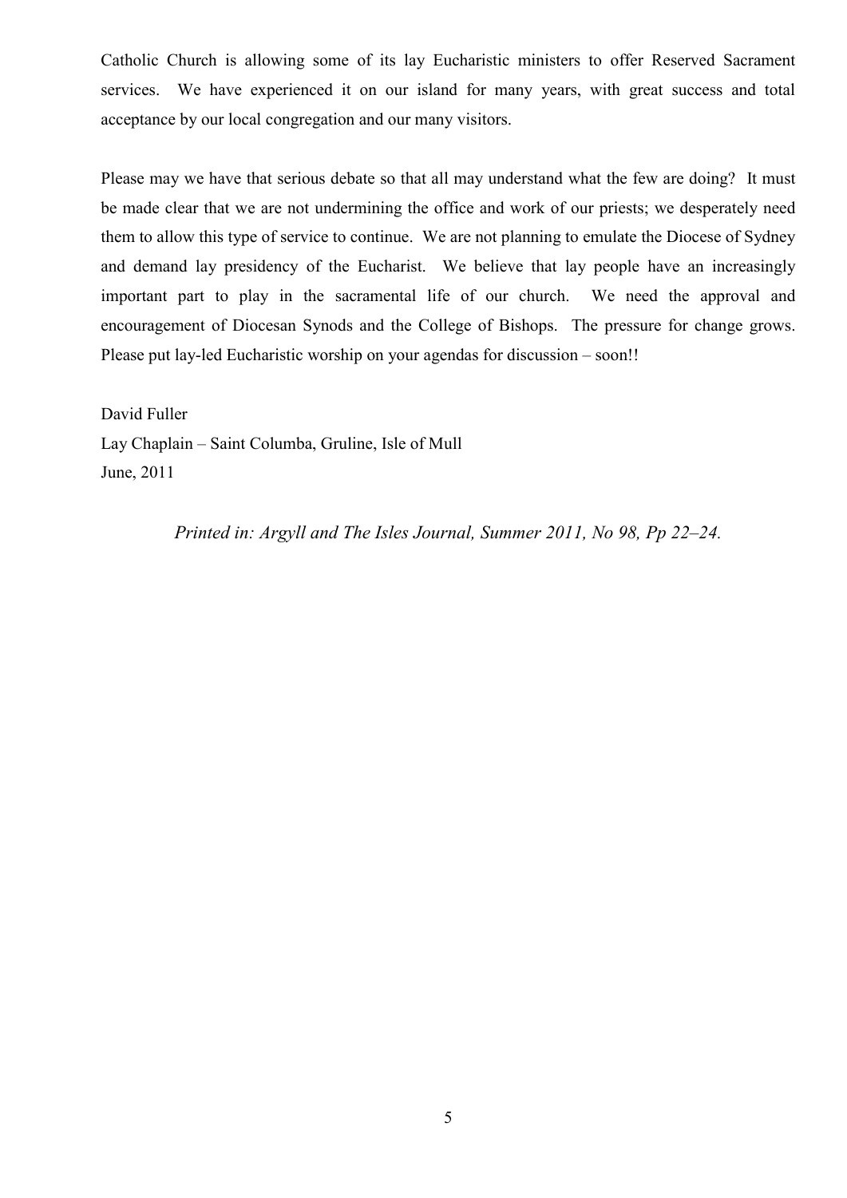Catholic Church is allowing some of its lay Eucharistic ministers to offer Reserved Sacrament services. We have experienced it on our island for many years, with great success and total acceptance by our local congregation and our many visitors.

Please may we have that serious debate so that all may understand what the few are doing? It must be made clear that we are not undermining the office and work of our priests; we desperately need them to allow this type of service to continue. We are not planning to emulate the Diocese of Sydney and demand lay presidency of the Eucharist. We believe that lay people have an increasingly important part to play in the sacramental life of our church. We need the approval and encouragement of Diocesan Synods and the College of Bishops. The pressure for change grows. Please put lay-led Eucharistic worship on your agendas for discussion – soon!!

David Fuller  
Lay Chaplain – Saint Columba, Gruline, Isle of Mull  
June, 2011

*Printed in: Argyll and The Isles Journal, Summer 2011, No 98, Pp 22–24.*